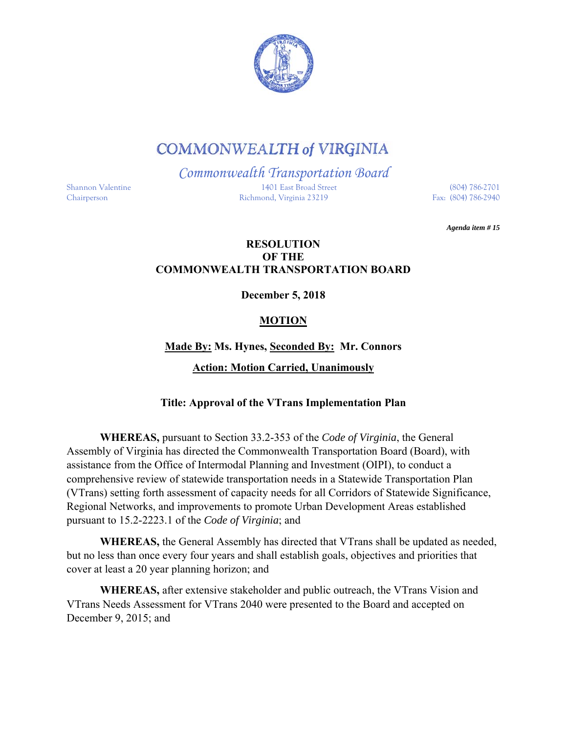# COMMONWEALTH of VIRGINIA

## *Commonwealth Transportation Board*

Shannon Valentine
Chairperson

1401 East Broad Street
Richmond, Virginia 23219

(804) 786-2701
Fax: (804) 786-2940

***Agenda item # 15***

**RESOLUTION**
**OF THE**
**COMMONWEALTH TRANSPORTATION BOARD**

**December 5, 2018**

**MOTION**

**Made By: Ms. Hynes, Seconded By: Mr. Connors**

**Action: Motion Carried, Unanimously**

**Title: Approval of the VTrans Implementation Plan**

**WHEREAS,** pursuant to Section 33.2-353 of the *Code of Virginia*, the General Assembly of Virginia has directed the Commonwealth Transportation Board (Board), with assistance from the Office of Intermodal Planning and Investment (OIPI), to conduct a comprehensive review of statewide transportation needs in a Statewide Transportation Plan (VTrans) setting forth assessment of capacity needs for all Corridors of Statewide Significance, Regional Networks, and improvements to promote Urban Development Areas established pursuant to 15.2-2223.1 of the *Code of Virginia*; and

**WHEREAS,** the General Assembly has directed that VTrans shall be updated as needed, but no less than once every four years and shall establish goals, objectives and priorities that cover at least a 20 year planning horizon; and

**WHEREAS,** after extensive stakeholder and public outreach, the VTrans Vision and VTrans Needs Assessment for VTrans 2040 were presented to the Board and accepted on December 9, 2015; and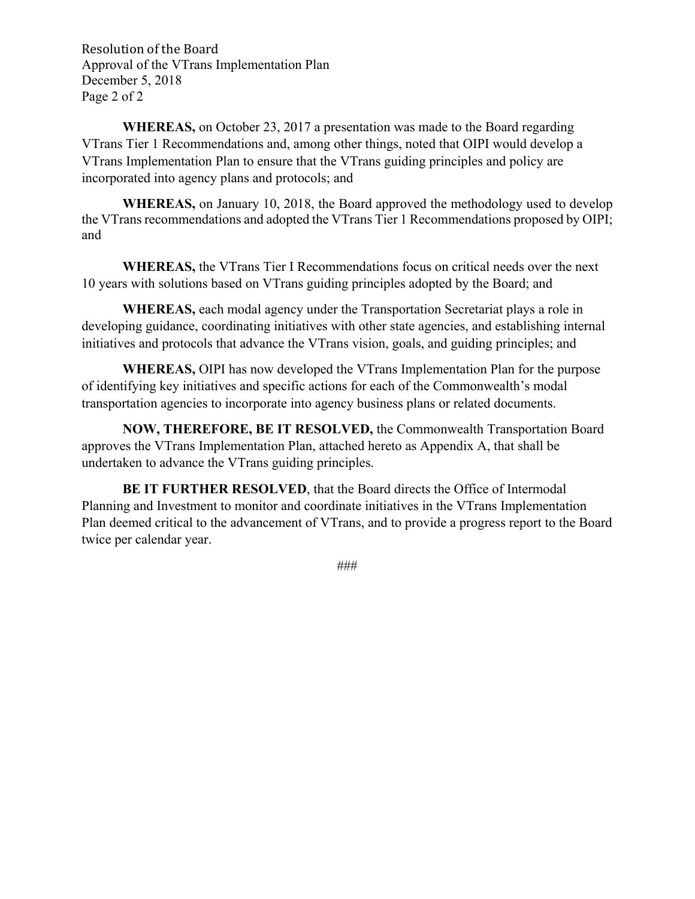**WHEREAS,** on October 23, 2017 a presentation was made to the Board regarding VTrans Tier 1 Recommendations and, among other things, noted that OIPI would develop a VTrans Implementation Plan to ensure that the VTrans guiding principles and policy are incorporated into agency plans and protocols; and

**WHEREAS,** on January 10, 2018, the Board approved the methodology used to develop the VTrans recommendations and adopted the VTrans Tier 1 Recommendations proposed by OIPI; and

**WHEREAS,** the VTrans Tier I Recommendations focus on critical needs over the next 10 years with solutions based on VTrans guiding principles adopted by the Board; and

**WHEREAS,** each modal agency under the Transportation Secretariat plays a role in developing guidance, coordinating initiatives with other state agencies, and establishing internal initiatives and protocols that advance the VTrans vision, goals, and guiding principles; and

**WHEREAS,** OIPI has now developed the VTrans Implementation Plan for the purpose of identifying key initiatives and specific actions for each of the Commonwealth's modal transportation agencies to incorporate into agency business plans or related documents.

**NOW, THEREFORE, BE IT RESOLVED,** the Commonwealth Transportation Board approves the VTrans Implementation Plan, attached hereto as Appendix A, that shall be undertaken to advance the VTrans guiding principles.

**BE IT FURTHER RESOLVED**, that the Board directs the Office of Intermodal Planning and Investment to monitor and coordinate initiatives in the VTrans Implementation Plan deemed critical to the advancement of VTrans, and to provide a progress report to the Board twice per calendar year.

###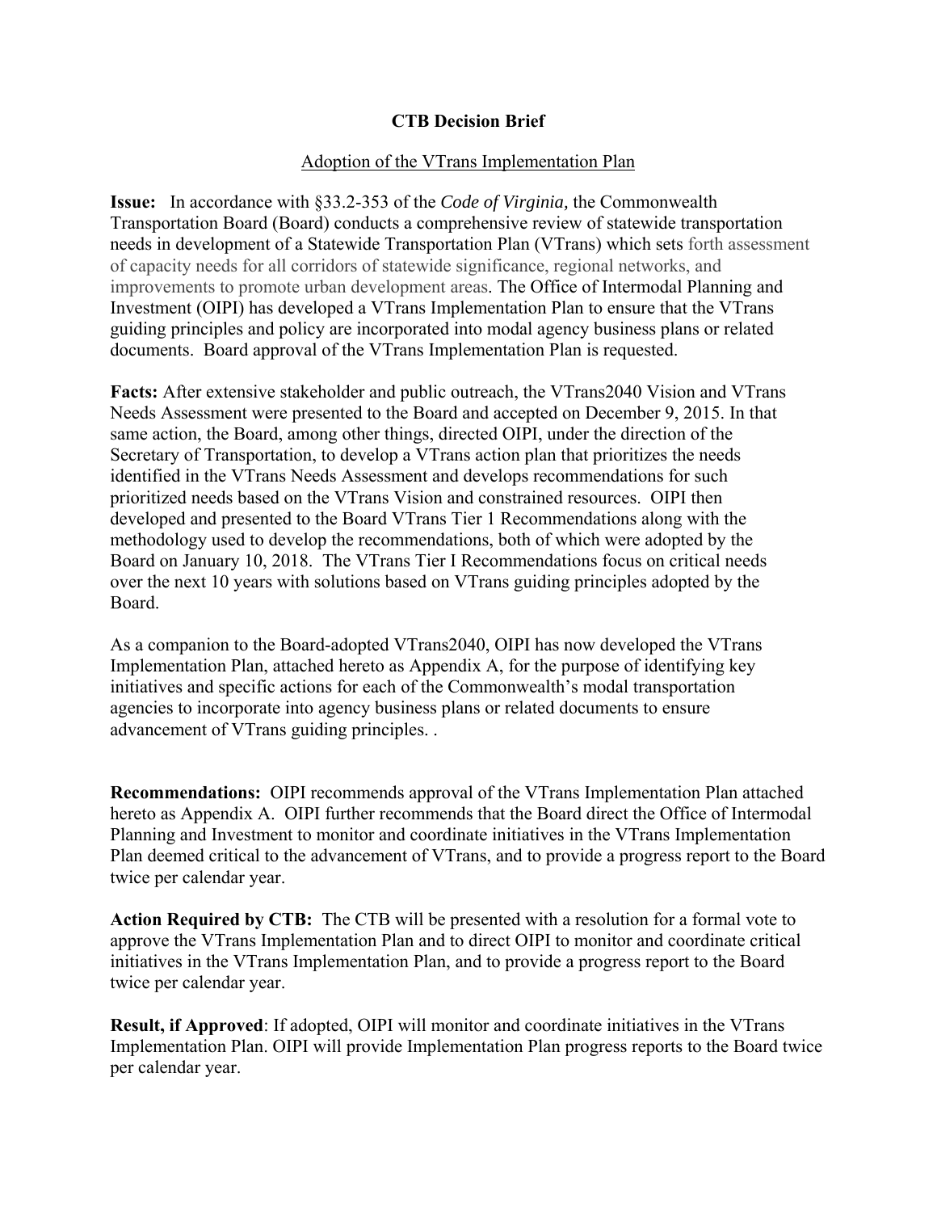# CTB Decision Brief

Adoption of the VTrans Implementation Plan

**Issue:** In accordance with §33.2-353 of the *Code of Virginia,* the Commonwealth Transportation Board (Board) conducts a comprehensive review of statewide transportation needs in development of a Statewide Transportation Plan (VTrans) which sets forth assessment of capacity needs for all corridors of statewide significance, regional networks, and improvements to promote urban development areas. The Office of Intermodal Planning and Investment (OIPI) has developed a VTrans Implementation Plan to ensure that the VTrans guiding principles and policy are incorporated into modal agency business plans or related documents. Board approval of the VTrans Implementation Plan is requested.

**Facts:** After extensive stakeholder and public outreach, the VTrans2040 Vision and VTrans Needs Assessment were presented to the Board and accepted on December 9, 2015. In that same action, the Board, among other things, directed OIPI, under the direction of the Secretary of Transportation, to develop a VTrans action plan that prioritizes the needs identified in the VTrans Needs Assessment and develops recommendations for such prioritized needs based on the VTrans Vision and constrained resources. OIPI then developed and presented to the Board VTrans Tier 1 Recommendations along with the methodology used to develop the recommendations, both of which were adopted by the Board on January 10, 2018. The VTrans Tier I Recommendations focus on critical needs over the next 10 years with solutions based on VTrans guiding principles adopted by the Board.

As a companion to the Board-adopted VTrans2040, OIPI has now developed the VTrans Implementation Plan, attached hereto as Appendix A, for the purpose of identifying key initiatives and specific actions for each of the Commonwealth's modal transportation agencies to incorporate into agency business plans or related documents to ensure advancement of VTrans guiding principles. .

**Recommendations:** OIPI recommends approval of the VTrans Implementation Plan attached hereto as Appendix A. OIPI further recommends that the Board direct the Office of Intermodal Planning and Investment to monitor and coordinate initiatives in the VTrans Implementation Plan deemed critical to the advancement of VTrans, and to provide a progress report to the Board twice per calendar year.

**Action Required by CTB:** The CTB will be presented with a resolution for a formal vote to approve the VTrans Implementation Plan and to direct OIPI to monitor and coordinate critical initiatives in the VTrans Implementation Plan, and to provide a progress report to the Board twice per calendar year.

**Result, if Approved**: If adopted, OIPI will monitor and coordinate initiatives in the VTrans Implementation Plan. OIPI will provide Implementation Plan progress reports to the Board twice per calendar year.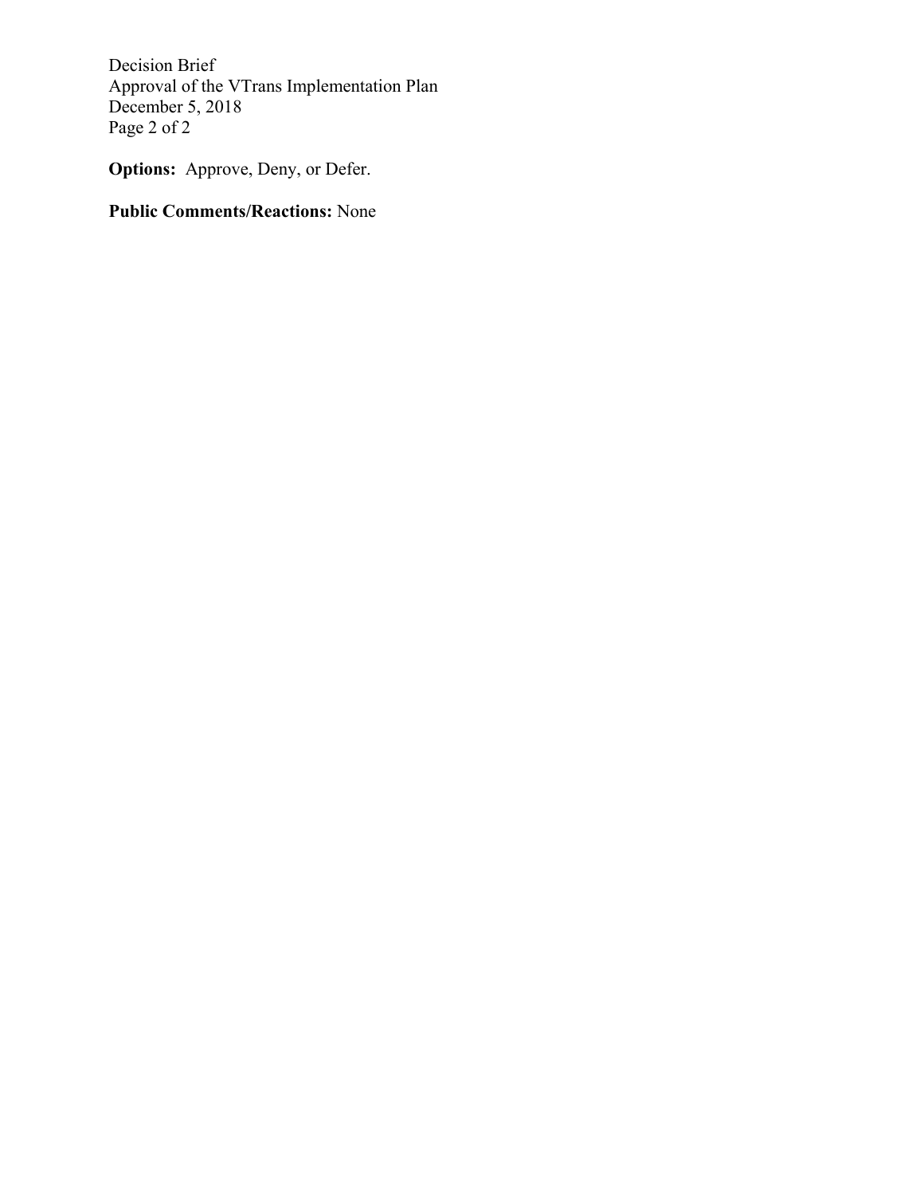**Options:** Approve, Deny, or Defer.

**Public Comments/Reactions:** None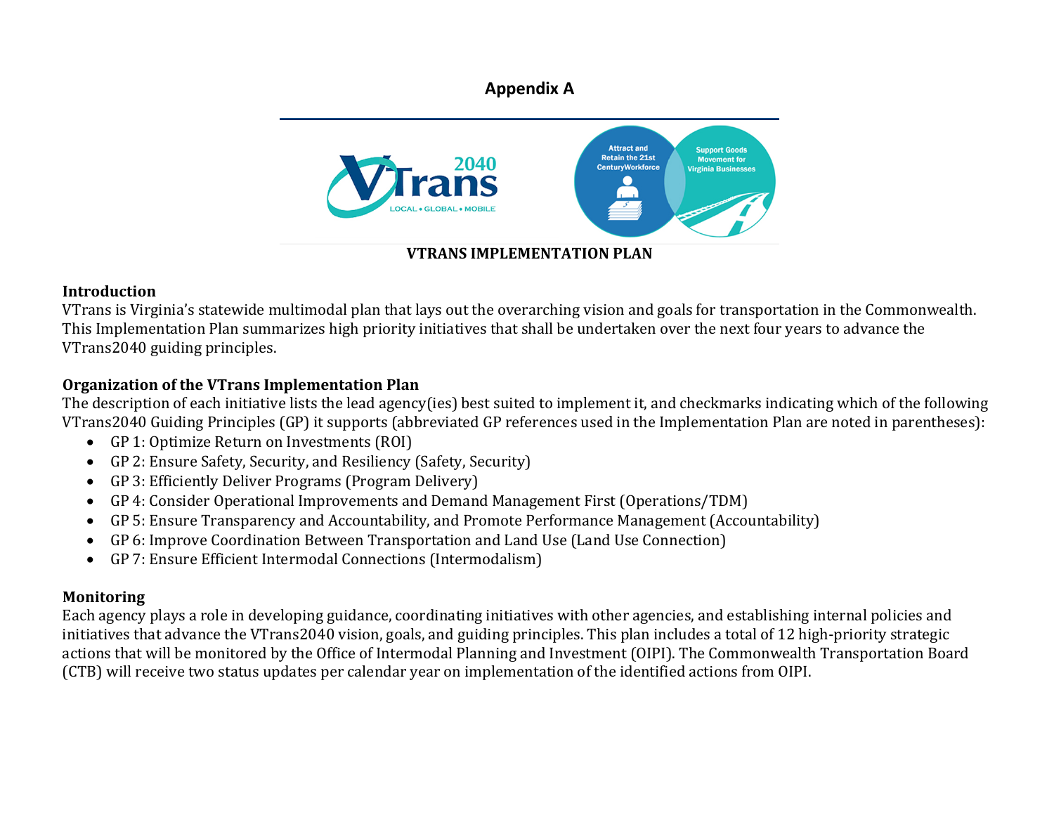# Appendix A

**VTRANS IMPLEMENTATION PLAN**

### Introduction

VTrans is Virginia's statewide multimodal plan that lays out the overarching vision and goals for transportation in the Commonwealth. This Implementation Plan summarizes high priority initiatives that shall be undertaken over the next four years to advance the VTrans2040 guiding principles.

### Organization of the VTrans Implementation Plan

The description of each initiative lists the lead agency(ies) best suited to implement it, and checkmarks indicating which of the following VTrans2040 Guiding Principles (GP) it supports (abbreviated GP references used in the Implementation Plan are noted in parentheses):

- GP 1: Optimize Return on Investments (ROI)
- GP 2: Ensure Safety, Security, and Resiliency (Safety, Security)
- GP 3: Efficiently Deliver Programs (Program Delivery)
- GP 4: Consider Operational Improvements and Demand Management First (Operations/TDM)
- GP 5: Ensure Transparency and Accountability, and Promote Performance Management (Accountability)
- GP 6: Improve Coordination Between Transportation and Land Use (Land Use Connection)
- GP 7: Ensure Efficient Intermodal Connections (Intermodalism)

### Monitoring

Each agency plays a role in developing guidance, coordinating initiatives with other agencies, and establishing internal policies and initiatives that advance the VTrans2040 vision, goals, and guiding principles. This plan includes a total of 12 high-priority strategic actions that will be monitored by the Office of Intermodal Planning and Investment (OIPI). The Commonwealth Transportation Board (CTB) will receive two status updates per calendar year on implementation of the identified actions from OIPI.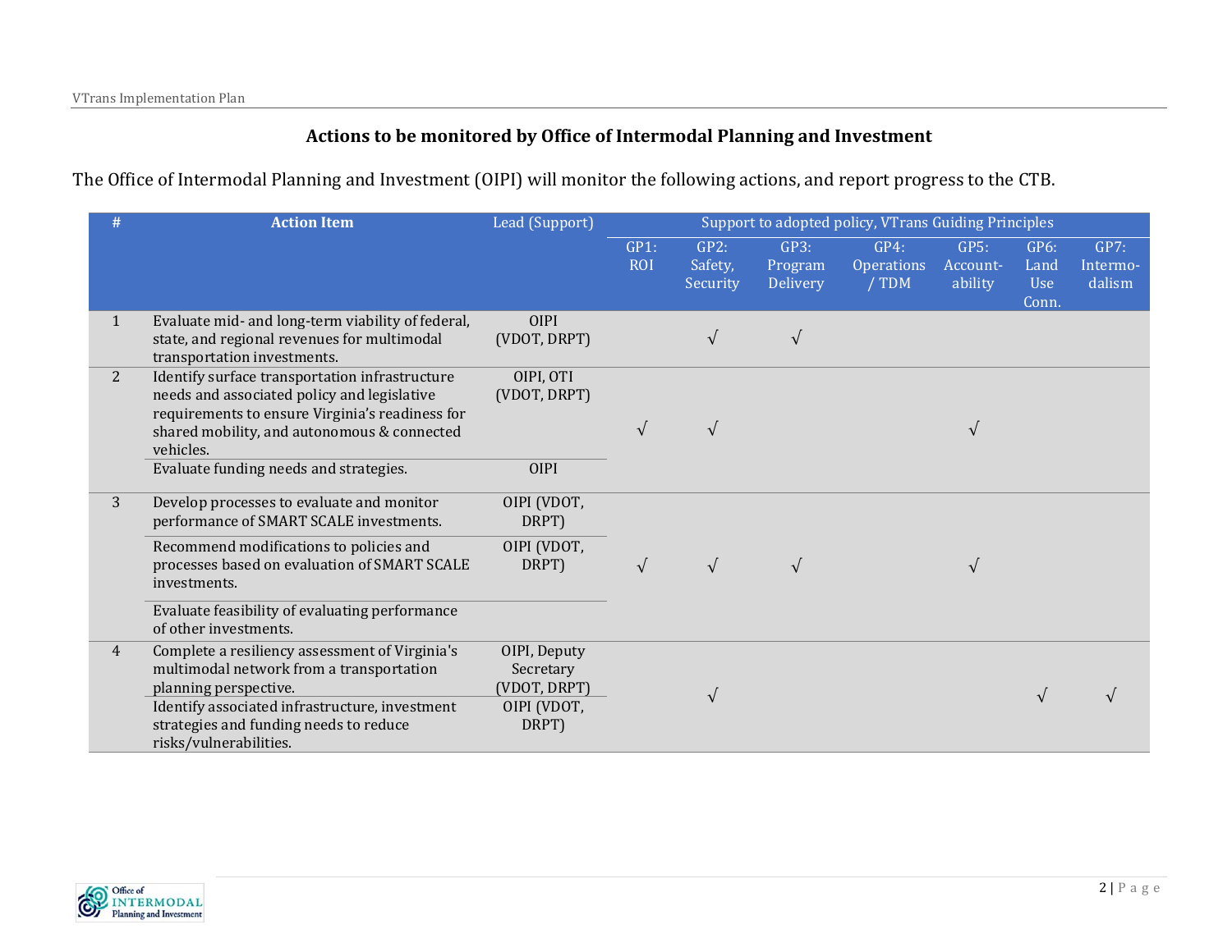## Actions to be monitored by Office of Intermodal Planning and Investment

The Office of Intermodal Planning and Investment (OIPI) will monitor the following actions, and report progress to the CTB.

| # | Action Item | Lead (Support) | Support to adopted policy, VTrans Guiding Principles | | | | | | |
|---|---|---|---|---|---|---|---|---|---|
| | | | GP1: ROI | GP2: Safety, Security | GP3: Program Delivery | GP4: Operations / TDM | GP5: Account-ability | GP6: Land Use Conn. | GP7: Intermo-dalism |
| 1 | Evaluate mid- and long-term viability of federal, state, and regional revenues for multimodal transportation investments. | OIPI (VDOT, DRPT) | | √ | √ | | | | |
| 2 | Identify surface transportation infrastructure needs and associated policy and legislative requirements to ensure Virginia's readiness for shared mobility, and autonomous & connected vehicles. | OIPI, OTI (VDOT, DRPT) | √ | √ | | | √ | | |
| | Evaluate funding needs and strategies. | OIPI | | | | | | | |
| 3 | Develop processes to evaluate and monitor performance of SMART SCALE investments. | OIPI (VDOT, DRPT) | √ | √ | √ | | √ | | |
| | Recommend modifications to policies and processes based on evaluation of SMART SCALE investments. | OIPI (VDOT, DRPT) | | | | | | | |
| | Evaluate feasibility of evaluating performance of other investments. | | | | | | | | |
| 4 | Complete a resiliency assessment of Virginia's multimodal network from a transportation planning perspective. | OIPI, Deputy Secretary (VDOT, DRPT) | | √ | | | | √ | √ |
| | Identify associated infrastructure, investment strategies and funding needs to reduce risks/vulnerabilities. | OIPI (VDOT, DRPT) | | | | | | | |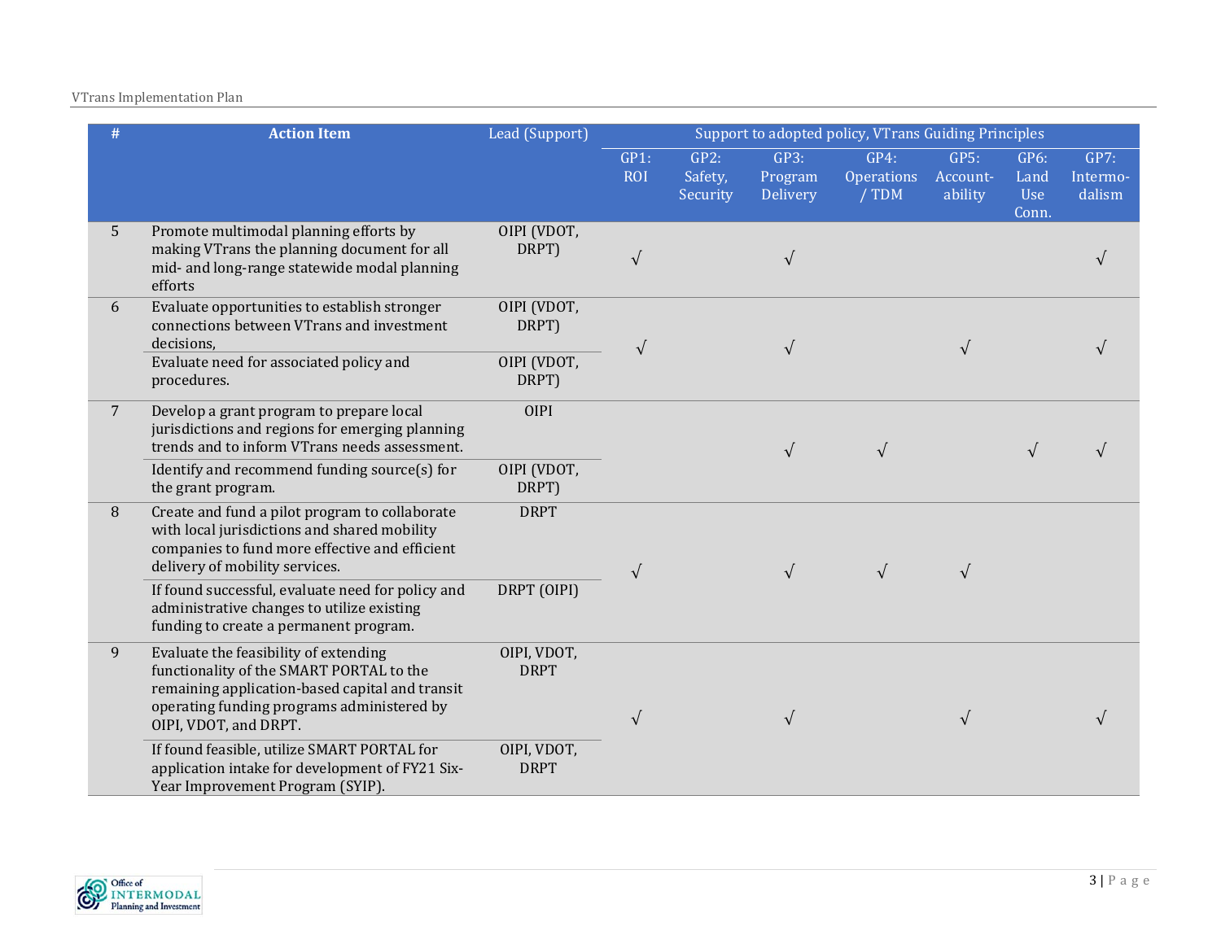| # | Action Item | Lead (Support) | Support to adopted policy, VTrans Guiding Principles | | | | | | |
|---|---|---|---|---|---|---|---|---|---|
| | | | GP1: ROI | GP2: Safety, Security | GP3: Program Delivery | GP4: Operations / TDM | GP5: Account-ability | GP6: Land Use Conn. | GP7: Intermo-dalism |
| 5 | Promote multimodal planning efforts by making VTrans the planning document for all mid- and long-range statewide modal planning efforts | OIPI (VDOT, DRPT) | √ | | √ | | | | √ |
| 6 | Evaluate opportunities to establish stronger connections between VTrans and investment decisions, | OIPI (VDOT, DRPT) | √ | | √ | | √ | | √ |
| | Evaluate need for associated policy and procedures. | OIPI (VDOT, DRPT) | | | | | | | |
| 7 | Develop a grant program to prepare local jurisdictions and regions for emerging planning trends and to inform VTrans needs assessment. | OIPI | | | √ | √ | | √ | √ |
| | Identify and recommend funding source(s) for the grant program. | OIPI (VDOT, DRPT) | | | | | | | |
| 8 | Create and fund a pilot program to collaborate with local jurisdictions and shared mobility companies to fund more effective and efficient delivery of mobility services. | DRPT | √ | | √ | √ | √ | | |
| | If found successful, evaluate need for policy and administrative changes to utilize existing funding to create a permanent program. | DRPT (OIPI) | | | | | | | |
| 9 | Evaluate the feasibility of extending functionality of the SMART PORTAL to the remaining application-based capital and transit operating funding programs administered by OIPI, VDOT, and DRPT. | OIPI, VDOT, DRPT | √ | | √ | | √ | | √ |
| | If found feasible, utilize SMART PORTAL for application intake for development of FY21 Six-Year Improvement Program (SYIP). | OIPI, VDOT, DRPT | | | | | | | |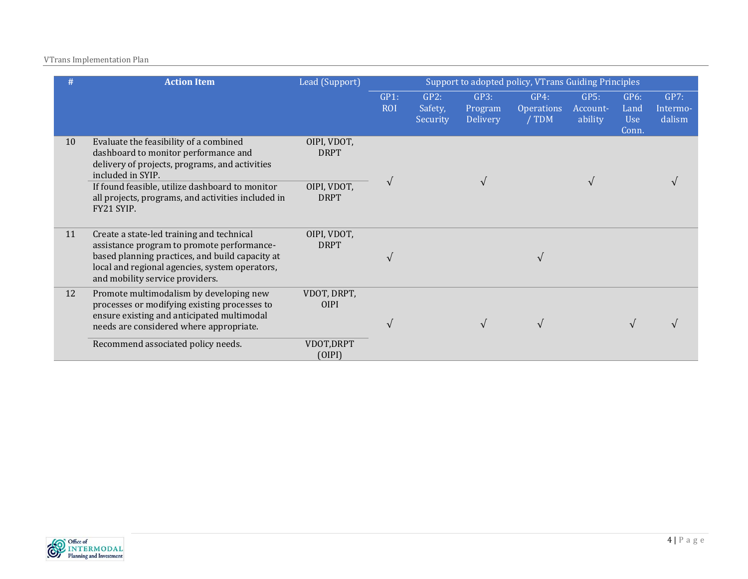| # | Action Item | Lead (Support) | Support to adopted policy, VTrans Guiding Principles | | | | | | |
|---|---|---|---|---|---|---|---|---|---|
| | | | GP1: ROI | GP2: Safety, Security | GP3: Program Delivery | GP4: Operations / TDM | GP5: Account-ability | GP6: Land Use Conn. | GP7: Intermo-dalism |
| 10 | Evaluate the feasibility of a combined dashboard to monitor performance and delivery of projects, programs, and activities included in SYIP. | OIPI, VDOT, DRPT | √ | | √ | | √ | | √ |
| | If found feasible, utilize dashboard to monitor all projects, programs, and activities included in FY21 SYIP. | OIPI, VDOT, DRPT | | | | | | | |
| 11 | Create a state-led training and technical assistance program to promote performance-based planning practices, and build capacity at local and regional agencies, system operators, and mobility service providers. | OIPI, VDOT, DRPT | √ | | | √ | | | |
| 12 | Promote multimodalism by developing new processes or modifying existing processes to ensure existing and anticipated multimodal needs are considered where appropriate. | VDOT, DRPT, OIPI | √ | | √ | √ | | √ | √ |
| | Recommend associated policy needs. | VDOT,DRPT (OIPI) | | | | | | | |